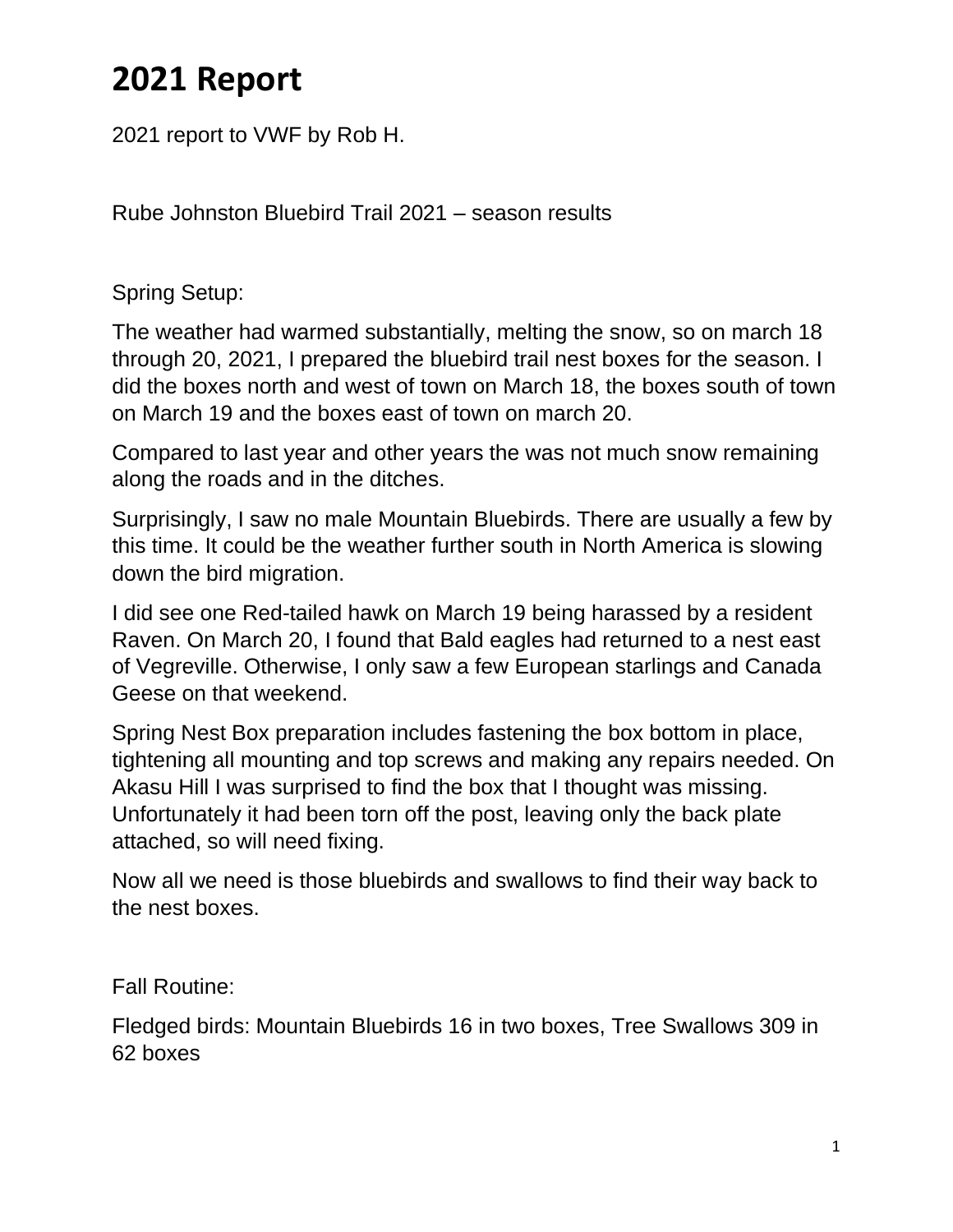# 2021 Report

2021 report to VWF by Rob H.

Rube Johnston Bluebird Trail 2021 – season results

Spring Setup:

The weather had warmed substantially, melting the snow, so on march 18 through 20, 2021, I prepared the bluebird trail nest boxes for the season. I did the boxes north and west of town on March 18, the boxes south of town on March 19 and the boxes east of town on march 20.

Compared to last year and other years the was not much snow remaining along the roads and in the ditches.

Surprisingly, I saw no male Mountain Bluebirds. There are usually a few by this time. It could be the weather further south in North America is slowing down the bird migration.

I did see one Red-tailed hawk on March 19 being harassed by a resident Raven. On March 20, I found that Bald eagles had returned to a nest east of Vegreville. Otherwise, I only saw a few European starlings and Canada Geese on that weekend.

Spring Nest Box preparation includes fastening the box bottom in place, tightening all mounting and top screws and making any repairs needed. On Akasu Hill I was surprised to find the box that I thought was missing. Unfortunately it had been torn off the post, leaving only the back plate attached, so will need fixing.

Now all we need is those bluebirds and swallows to find their way back to the nest boxes.

Fall Routine:

Fledged birds: Mountain Bluebirds 16 in two boxes, Tree Swallows 309 in 62 boxes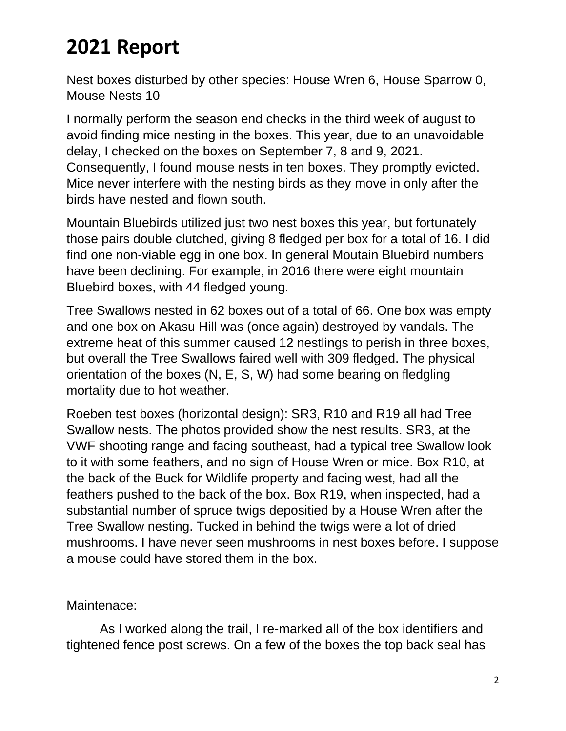# 2021 Report

Nest boxes disturbed by other species: House Wren 6, House Sparrow 0, Mouse Nests 10

I normally perform the season end checks in the third week of august to avoid finding mice nesting in the boxes. This year, due to an unavoidable delay, I checked on the boxes on September 7, 8 and 9, 2021. Consequently, I found mouse nests in ten boxes. They promptly evicted. Mice never interfere with the nesting birds as they move in only after the birds have nested and flown south.

Mountain Bluebirds utilized just two nest boxes this year, but fortunately those pairs double clutched, giving 8 fledged per box for a total of 16. I did find one non-viable egg in one box. In general Moutain Bluebird numbers have been declining. For example, in 2016 there were eight mountain Bluebird boxes, with 44 fledged young.

Tree Swallows nested in 62 boxes out of a total of 66. One box was empty and one box on Akasu Hill was (once again) destroyed by vandals. The extreme heat of this summer caused 12 nestlings to perish in three boxes, but overall the Tree Swallows faired well with 309 fledged. The physical orientation of the boxes (N, E, S, W) had some bearing on fledgling mortality due to hot weather.

Roeben test boxes (horizontal design): SR3, R10 and R19 all had Tree Swallow nests. The photos provided show the nest results. SR3, at the VWF shooting range and facing southeast, had a typical tree Swallow look to it with some feathers, and no sign of House Wren or mice. Box R10, at the back of the Buck for Wildlife property and facing west, had all the feathers pushed to the back of the box. Box R19, when inspected, had a substantial number of spruce twigs depositied by a House Wren after the Tree Swallow nesting. Tucked in behind the twigs were a lot of dried mushrooms. I have never seen mushrooms in nest boxes before. I suppose a mouse could have stored them in the box.

Maintenace:

As I worked along the trail, I re-marked all of the box identifiers and tightened fence post screws. On a few of the boxes the top back seal has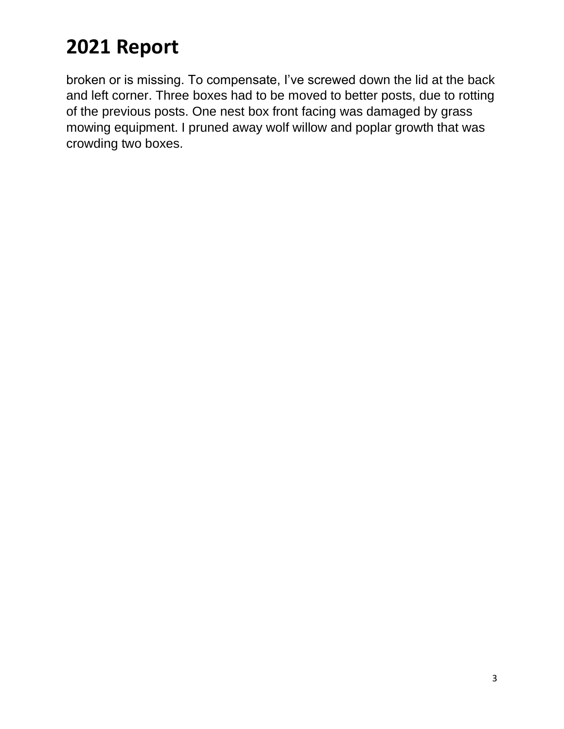broken or is missing. To compensate, I've screwed down the lid at the back and left corner. Three boxes had to be moved to better posts, due to rotting of the previous posts. One nest box front facing was damaged by grass mowing equipment. I pruned away wolf willow and poplar growth that was crowding two boxes.